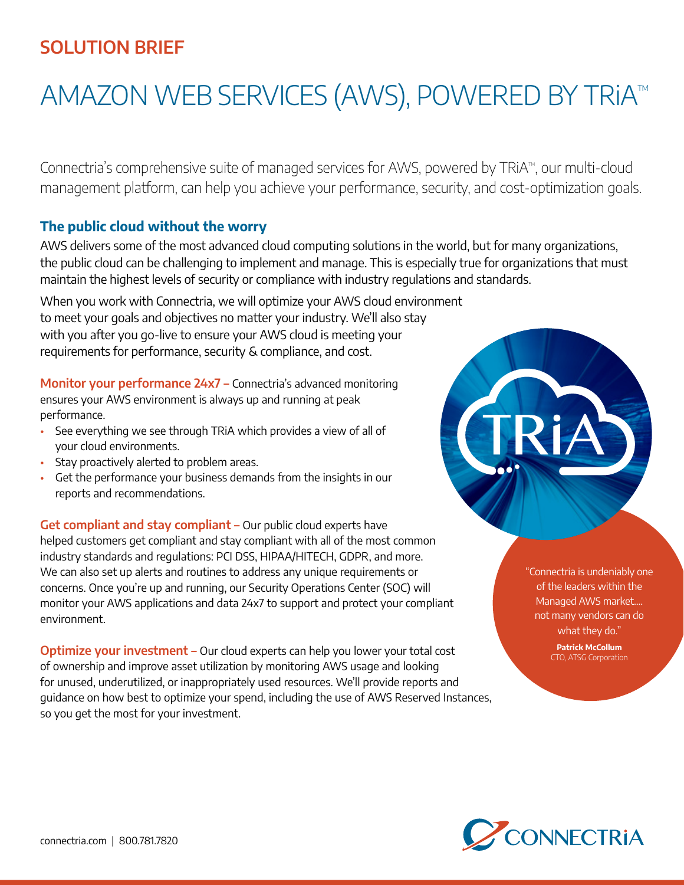**SOLUTION BRIEF**

# AMAZON WEB SERVICES (AWS), POWERED BY TRiA™

Connectria's comprehensive suite of managed services for AWS, powered by TRiA™, our multi-cloud management platform, can help you achieve your performance, security, and cost-optimization goals.

## The public cloud without the worry

AWS delivers some of the most advanced cloud computing solutions in the world, but for many organizations, the public cloud can be challenging to implement and manage. This is especially true for organizations that must maintain the highest levels of security or compliance with industry regulations and standards.

When you work with Connectria, we will optimize your AWS cloud environment to meet your goals and objectives no matter your industry. We'll also stay with you after you go-live to ensure your AWS cloud is meeting your requirements for performance, security & compliance, and cost.

**Monitor your performance 24x7 –** Connectria's advanced monitoring ensures your AWS environment is always up and running at peak performance.

- See everything we see through TRiA which provides a view of all of your cloud environments.
- Stay proactively alerted to problem areas.
- Get the performance your business demands from the insights in our reports and recommendations.

**Get compliant and stay compliant –** Our public cloud experts have helped customers get compliant and stay compliant with all of the most common industry standards and regulations: PCI DSS, HIPAA/HITECH, GDPR, and more. We can also set up alerts and routines to address any unique requirements or concerns. Once you're up and running, our Security Operations Center (SOC) will monitor your AWS applications and data 24x7 to support and protect your compliant environment.

**Optimize your investment –** Our cloud experts can help you lower your total cost of ownership and improve asset utilization by monitoring AWS usage and looking for unused, underutilized, or inappropriately used resources. We'll provide reports and guidance on how best to optimize your spend, including the use of AWS Reserved Instances, so you get the most for your investment.

> "Connectria is undeniably one of the leaders within the Managed AWS market.... not many vendors can do what they do."
>
> **Patrick McCollum**
> CTO, ATSG Corporation

connectria.com | 800.781.7820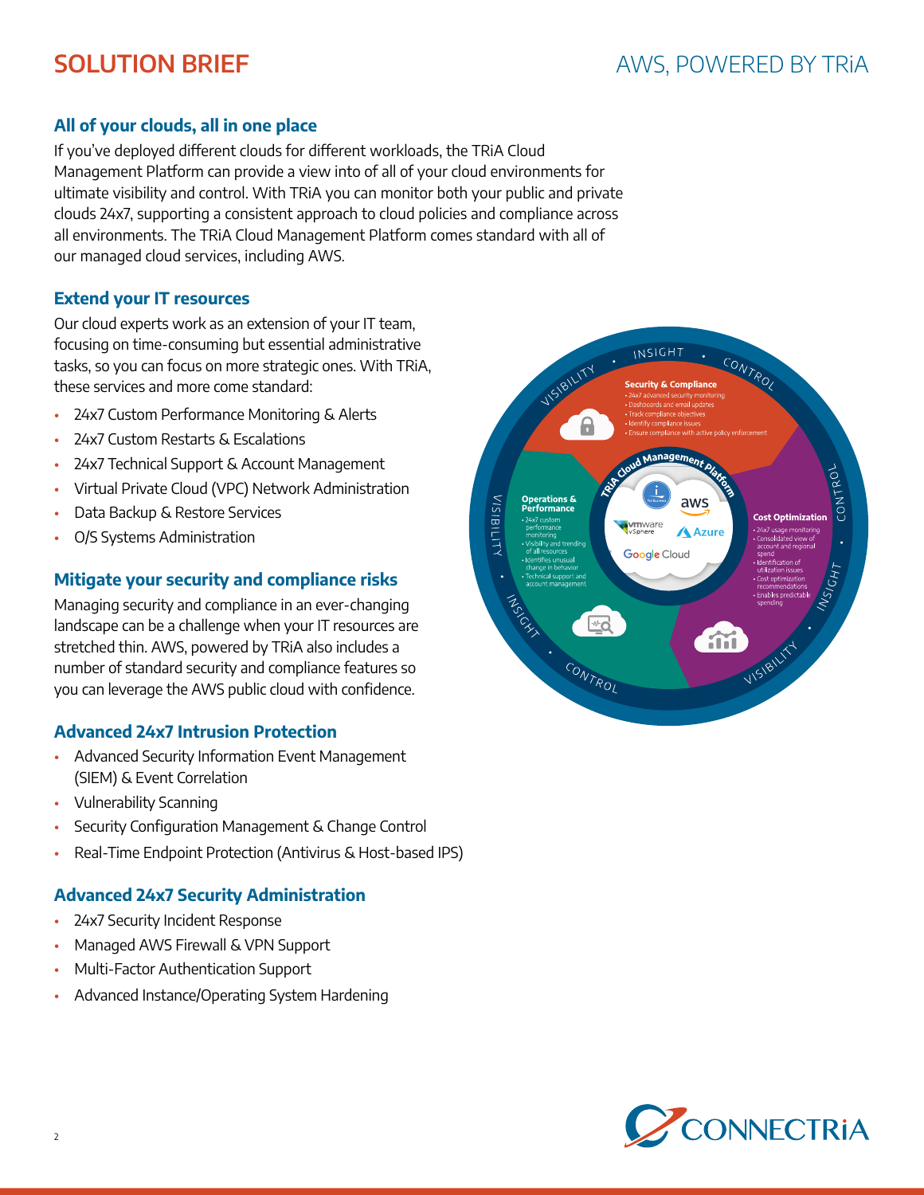## All of your clouds, all in one place

If you've deployed different clouds for different workloads, the TRiA Cloud Management Platform can provide a view into of all of your cloud environments for ultimate visibility and control. With TRiA you can monitor both your public and private clouds 24x7, supporting a consistent approach to cloud policies and compliance across all environments. The TRiA Cloud Management Platform comes standard with all of our managed cloud services, including AWS.

## Extend your IT resources

Our cloud experts work as an extension of your IT team, focusing on time-consuming but essential administrative tasks, so you can focus on more strategic ones. With TRiA, these services and more come standard:

- 24x7 Custom Performance Monitoring & Alerts
- 24x7 Custom Restarts & Escalations
- 24x7 Technical Support & Account Management
- Virtual Private Cloud (VPC) Network Administration
- Data Backup & Restore Services
- O/S Systems Administration

## Mitigate your security and compliance risks

Managing security and compliance in an ever-changing landscape can be a challenge when your IT resources are stretched thin. AWS, powered by TRiA also includes a number of standard security and compliance features so you can leverage the AWS public cloud with confidence.

## Advanced 24x7 Intrusion Protection

- Advanced Security Information Event Management (SIEM) & Event Correlation
- Vulnerability Scanning
- Security Configuration Management & Change Control
- Real-Time Endpoint Protection (Antivirus & Host-based IPS)

## Advanced 24x7 Security Administration

- 24x7 Security Incident Response
- Managed AWS Firewall & VPN Support
- Multi-Factor Authentication Support
- Advanced Instance/Operating System Hardening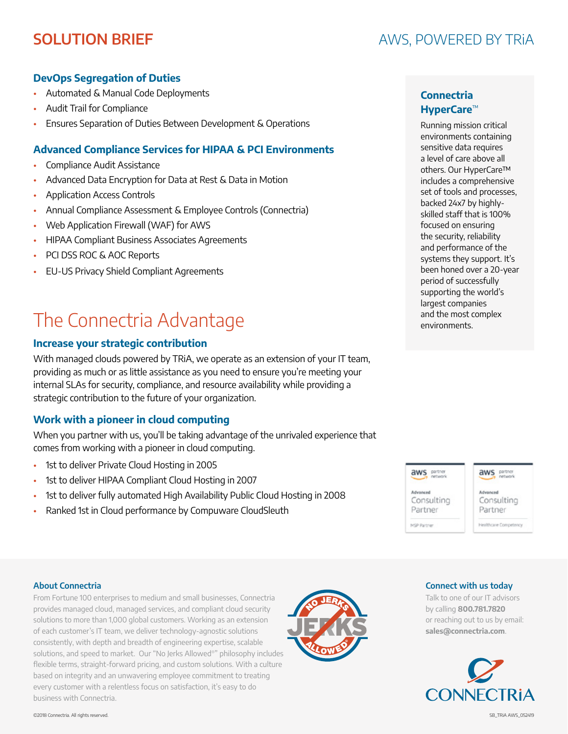SOLUTION BRIEF

AWS, POWERED BY TRiA

### DevOps Segregation of Duties

- Automated & Manual Code Deployments
- Audit Trail for Compliance
- Ensures Separation of Duties Between Development & Operations

### Advanced Compliance Services for HIPAA & PCI Environments

- Compliance Audit Assistance
- Advanced Data Encryption for Data at Rest & Data in Motion
- Application Access Controls
- Annual Compliance Assessment & Employee Controls (Connectria)
- Web Application Firewall (WAF) for AWS
- HIPAA Compliant Business Associates Agreements
- PCI DSS ROC & AOC Reports
- EU-US Privacy Shield Compliant Agreements

### Connectria HyperCare™

Running mission critical environments containing sensitive data requires a level of care above all others. Our HyperCare™ includes a comprehensive set of tools and processes, backed 24x7 by highly-skilled staff that is 100% focused on ensuring the security, reliability and performance of the systems they support. It's been honed over a 20-year period of successfully supporting the world's largest companies and the most complex environments.

## The Connectria Advantage

### Increase your strategic contribution

With managed clouds powered by TRiA, we operate as an extension of your IT team, providing as much or as little assistance as you need to ensure you're meeting your internal SLAs for security, compliance, and resource availability while providing a strategic contribution to the future of your organization.

### Work with a pioneer in cloud computing

When you partner with us, you'll be taking advantage of the unrivaled experience that comes from working with a pioneer in cloud computing.

- 1st to deliver Private Cloud Hosting in 2005
- 1st to deliver HIPAA Compliant Cloud Hosting in 2007
- 1st to deliver fully automated High Availability Public Cloud Hosting in 2008
- Ranked 1st in Cloud performance by Compuware CloudSleuth

aws partner network
Advanced Consulting Partner
MSP Partner

aws partner network
Advanced Consulting Partner
Healthcare Competency

### About Connectria

From Fortune 100 enterprises to medium and small businesses, Connectria provides managed cloud, managed services, and compliant cloud security solutions to more than 1,000 global customers. Working as an extension of each customer's IT team, we deliver technology-agnostic solutions consistently, with depth and breadth of engineering expertise, scalable solutions, and speed to market. Our "No Jerks Allowed®" philosophy includes flexible terms, straight-forward pricing, and custom solutions. With a culture based on integrity and an unwavering employee commitment to treating every customer with a relentless focus on satisfaction, it's easy to do business with Connectria.

NO JERKS ALLOWED®

### Connect with us today

Talk to one of our IT advisors by calling **800.781.7820** or reaching out to us by email: **sales@connectria.com**.

CONNECTRiA

©2018 Connectria. All rights reserved.

SB_TRiA AWS_052419